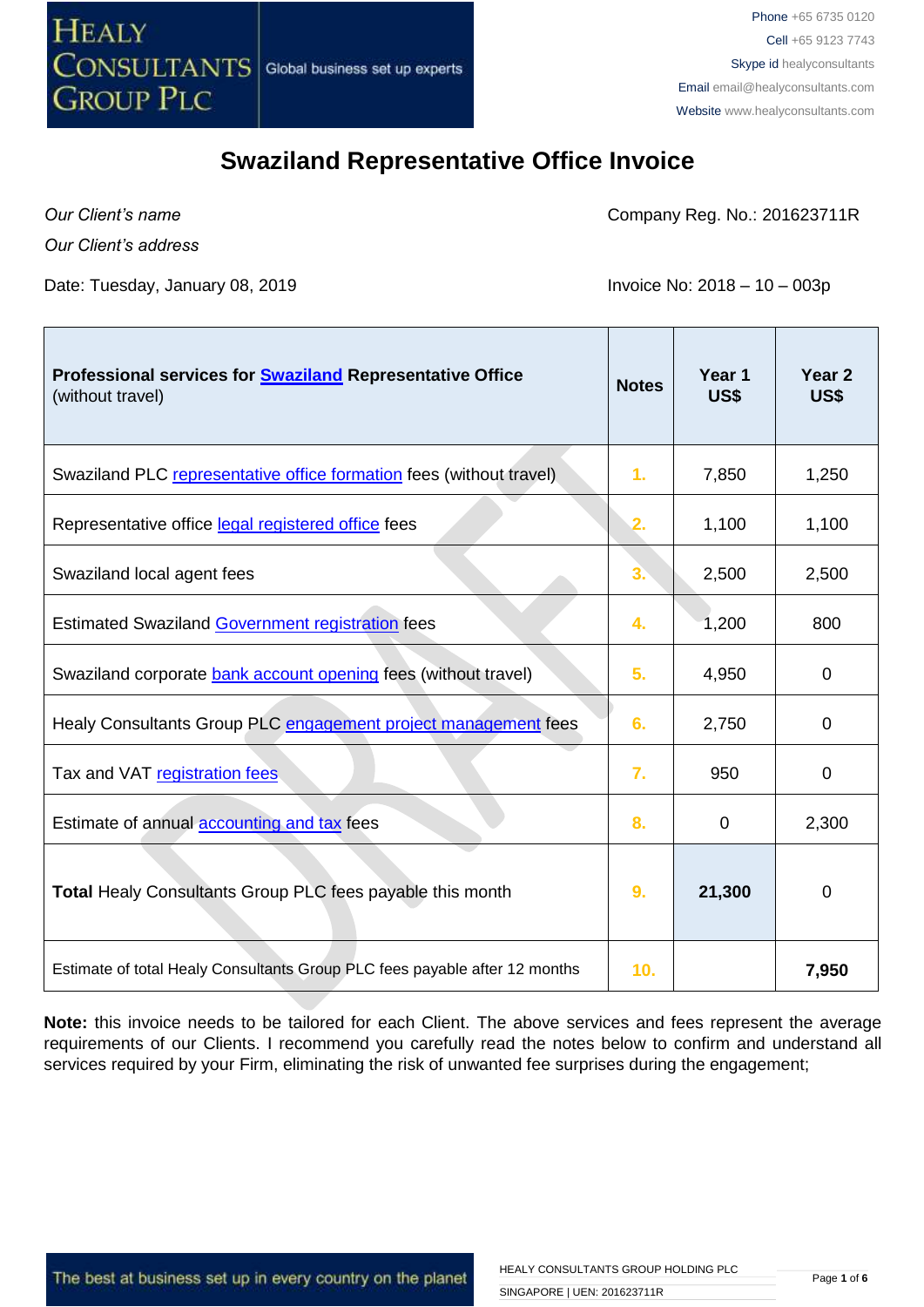Phone +65 6735 0120
Cell +65 9123 7743
Skype id healyconsultants
Email email@healyconsultants.com
Website www.healyconsultants.com

# Swaziland Representative Office Invoice

*Our Client's name*

*Our Client's address*

Company Reg. No.: 201623711R

Date: Tuesday, January 08, 2019

Invoice No: 2018 – 10 – 003p

| **Professional services for Swaziland Representative Office** (without travel) | **Notes** | **Year 1 US$** | **Year 2 US$** |
|---|---|---|---|
| Swaziland PLC representative office formation fees (without travel) | 1. | 7,850 | 1,250 |
| Representative office legal registered office fees | 2. | 1,100 | 1,100 |
| Swaziland local agent fees | 3. | 2,500 | 2,500 |
| Estimated Swaziland Government registration fees | 4. | 1,200 | 800 |
| Swaziland corporate bank account opening fees (without travel) | 5. | 4,950 | 0 |
| Healy Consultants Group PLC engagement project management fees | 6. | 2,750 | 0 |
| Tax and VAT registration fees | 7. | 950 | 0 |
| Estimate of annual accounting and tax fees | 8. | 0 | 2,300 |
| **Total** Healy Consultants Group PLC fees payable this month | 9. | **21,300** | 0 |
| Estimate of total Healy Consultants Group PLC fees payable after 12 months | 10. | | **7,950** |

**Note:** this invoice needs to be tailored for each Client. The above services and fees represent the average requirements of our Clients. I recommend you carefully read the notes below to confirm and understand all services required by your Firm, eliminating the risk of unwanted fee surprises during the engagement;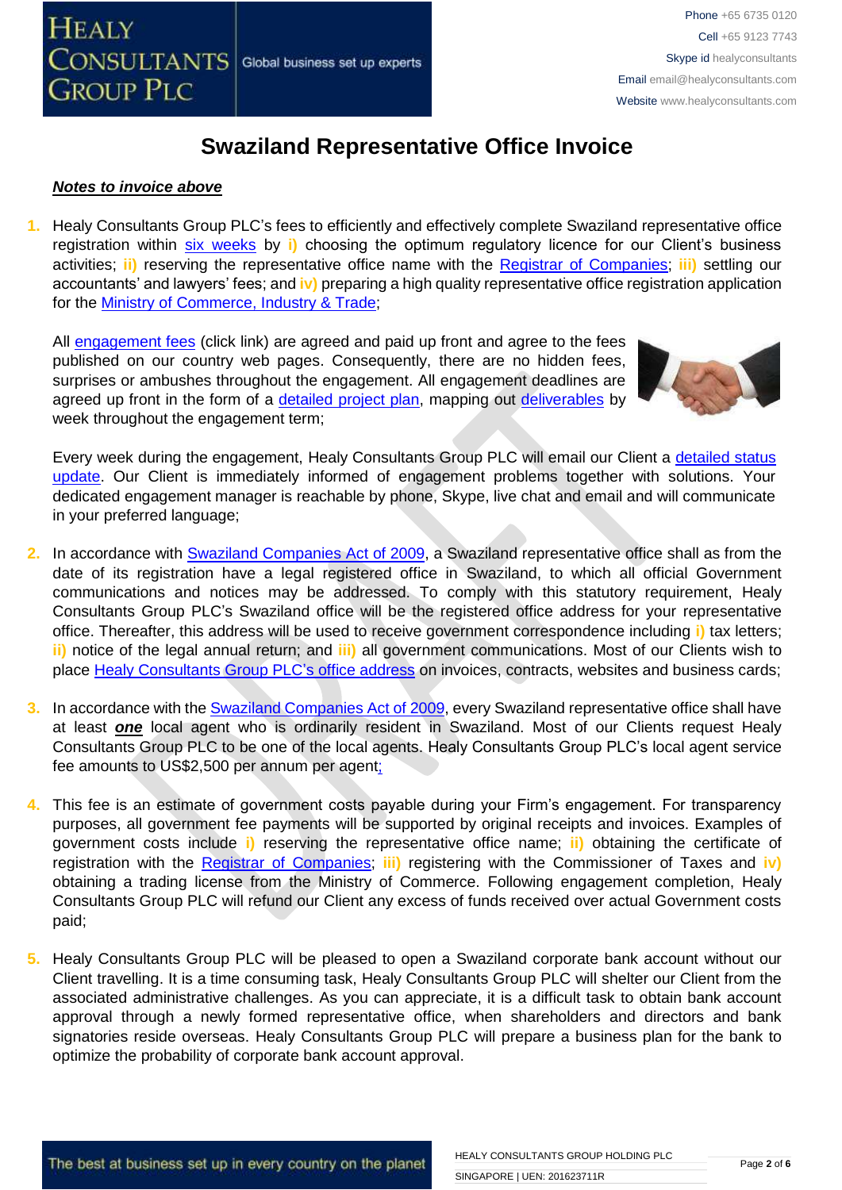# Swaziland Representative Office Invoice

***Notes to invoice above***

1. Healy Consultants Group PLC's fees to efficiently and effectively complete Swaziland representative office registration within six weeks by **i)** choosing the optimum regulatory licence for our Client's business activities; **ii)** reserving the representative office name with the Registrar of Companies; **iii)** settling our accountants' and lawyers' fees; and **iv)** preparing a high quality representative office registration application for the Ministry of Commerce, Industry & Trade;

   All engagement fees (click link) are agreed and paid up front and agree to the fees published on our country web pages. Consequently, there are no hidden fees, surprises or ambushes throughout the engagement. All engagement deadlines are agreed up front in the form of a detailed project plan, mapping out deliverables by week throughout the engagement term;

   Every week during the engagement, Healy Consultants Group PLC will email our Client a detailed status update. Our Client is immediately informed of engagement problems together with solutions. Your dedicated engagement manager is reachable by phone, Skype, live chat and email and will communicate in your preferred language;

2. In accordance with Swaziland Companies Act of 2009, a Swaziland representative office shall as from the date of its registration have a legal registered office in Swaziland, to which all official Government communications and notices may be addressed. To comply with this statutory requirement, Healy Consultants Group PLC's Swaziland office will be the registered office address for your representative office. Thereafter, this address will be used to receive government correspondence including **i)** tax letters; **ii)** notice of the legal annual return; and **iii)** all government communications. Most of our Clients wish to place Healy Consultants Group PLC's office address on invoices, contracts, websites and business cards;

3. In accordance with the Swaziland Companies Act of 2009, every Swaziland representative office shall have at least ***one*** local agent who is ordinarily resident in Swaziland. Most of our Clients request Healy Consultants Group PLC to be one of the local agents. Healy Consultants Group PLC's local agent service fee amounts to US$2,500 per annum per agent;

4. This fee is an estimate of government costs payable during your Firm's engagement. For transparency purposes, all government fee payments will be supported by original receipts and invoices. Examples of government costs include **i)** reserving the representative office name; **ii)** obtaining the certificate of registration with the Registrar of Companies; **iii)** registering with the Commissioner of Taxes and **iv)** obtaining a trading license from the Ministry of Commerce. Following engagement completion, Healy Consultants Group PLC will refund our Client any excess of funds received over actual Government costs paid;

5. Healy Consultants Group PLC will be pleased to open a Swaziland corporate bank account without our Client travelling. It is a time consuming task, Healy Consultants Group PLC will shelter our Client from the associated administrative challenges. As you can appreciate, it is a difficult task to obtain bank account approval through a newly formed representative office, when shareholders and directors and bank signatories reside overseas. Healy Consultants Group PLC will prepare a business plan for the bank to optimize the probability of corporate bank account approval.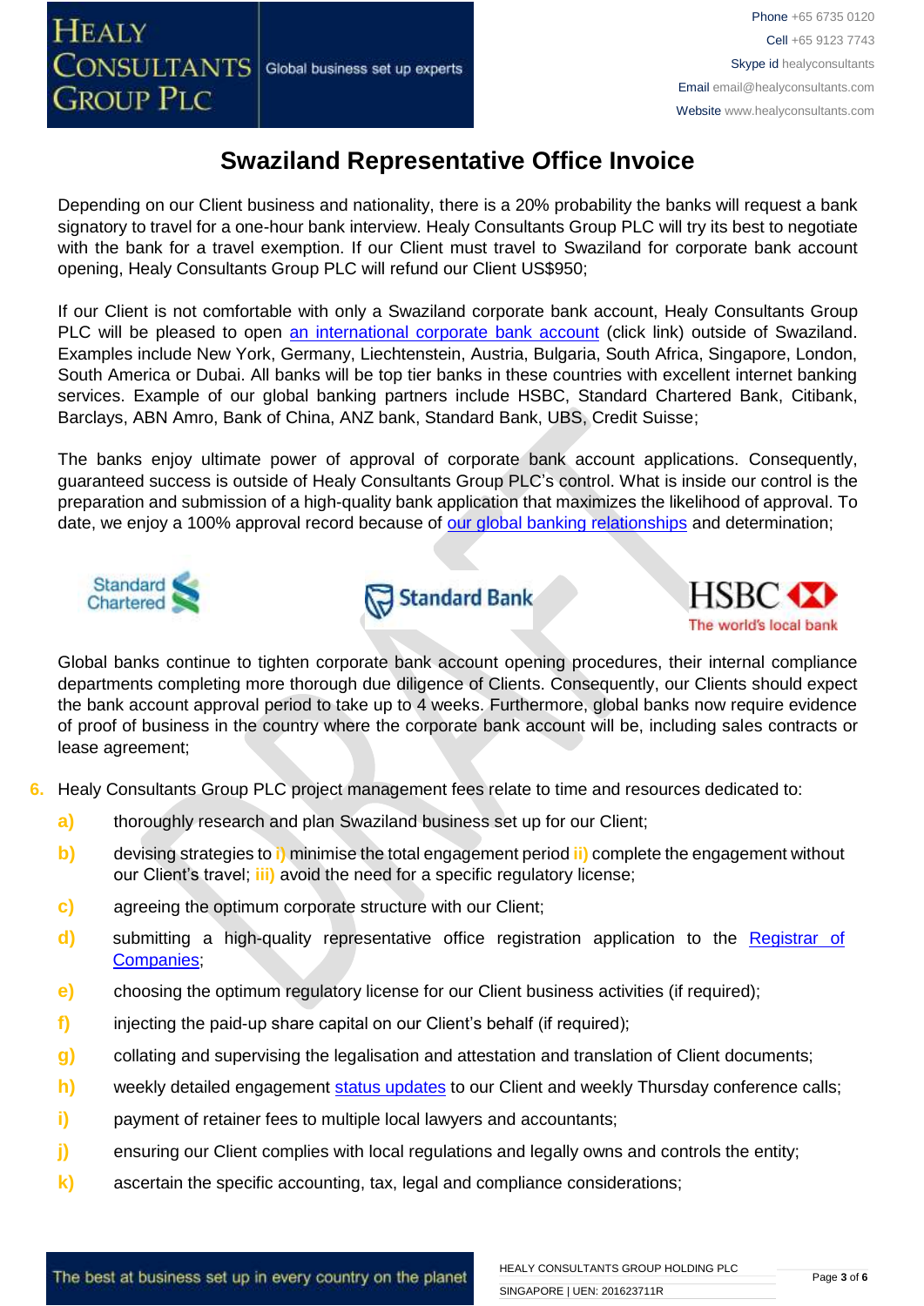# Swaziland Representative Office Invoice

Depending on our Client business and nationality, there is a 20% probability the banks will request a bank signatory to travel for a one-hour bank interview. Healy Consultants Group PLC will try its best to negotiate with the bank for a travel exemption. If our Client must travel to Swaziland for corporate bank account opening, Healy Consultants Group PLC will refund our Client US$950;

If our Client is not comfortable with only a Swaziland corporate bank account, Healy Consultants Group PLC will be pleased to open an international corporate bank account (click link) outside of Swaziland. Examples include New York, Germany, Liechtenstein, Austria, Bulgaria, South Africa, Singapore, London, South America or Dubai. All banks will be top tier banks in these countries with excellent internet banking services. Example of our global banking partners include HSBC, Standard Chartered Bank, Citibank, Barclays, ABN Amro, Bank of China, ANZ bank, Standard Bank, UBS, Credit Suisse;

The banks enjoy ultimate power of approval of corporate bank account applications. Consequently, guaranteed success is outside of Healy Consultants Group PLC's control. What is inside our control is the preparation and submission of a high-quality bank application that maximizes the likelihood of approval. To date, we enjoy a 100% approval record because of our global banking relationships and determination;

Global banks continue to tighten corporate bank account opening procedures, their internal compliance departments completing more thorough due diligence of Clients. Consequently, our Clients should expect the bank account approval period to take up to 4 weeks. Furthermore, global banks now require evidence of proof of business in the country where the corporate bank account will be, including sales contracts or lease agreement;

6. Healy Consultants Group PLC project management fees relate to time and resources dedicated to:
   a) thoroughly research and plan Swaziland business set up for our Client;
   b) devising strategies to i) minimise the total engagement period ii) complete the engagement without our Client's travel; iii) avoid the need for a specific regulatory license;
   c) agreeing the optimum corporate structure with our Client;
   d) submitting a high-quality representative office registration application to the Registrar of Companies;
   e) choosing the optimum regulatory license for our Client business activities (if required);
   f) injecting the paid-up share capital on our Client's behalf (if required);
   g) collating and supervising the legalisation and attestation and translation of Client documents;
   h) weekly detailed engagement status updates to our Client and weekly Thursday conference calls;
   i) payment of retainer fees to multiple local lawyers and accountants;
   j) ensuring our Client complies with local regulations and legally owns and controls the entity;
   k) ascertain the specific accounting, tax, legal and compliance considerations;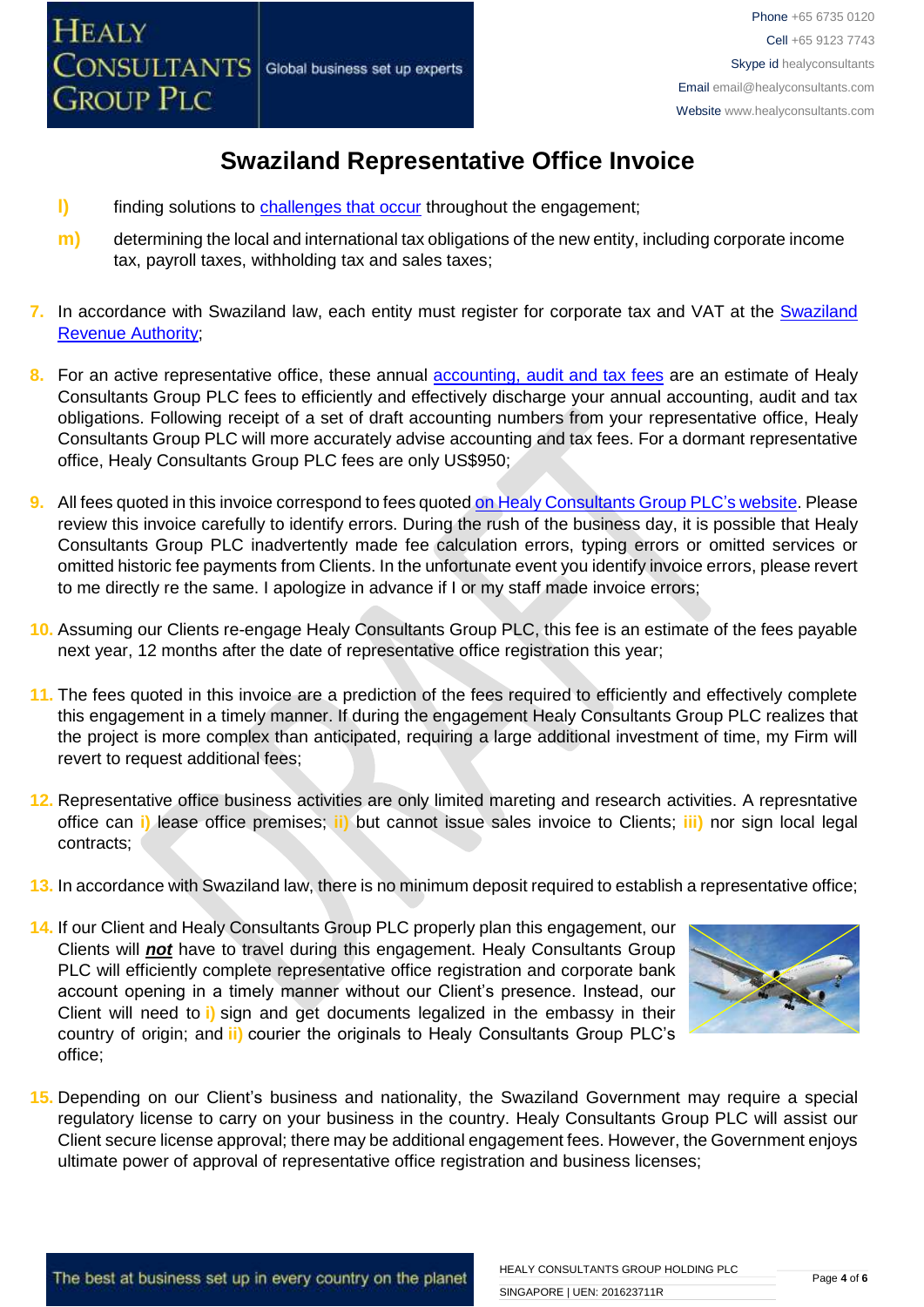# Swaziland Representative Office Invoice

l) finding solutions to challenges that occur throughout the engagement;

m) determining the local and international tax obligations of the new entity, including corporate income tax, payroll taxes, withholding tax and sales taxes;

7. In accordance with Swaziland law, each entity must register for corporate tax and VAT at the Swaziland Revenue Authority;

8. For an active representative office, these annual accounting, audit and tax fees are an estimate of Healy Consultants Group PLC fees to efficiently and effectively discharge your annual accounting, audit and tax obligations. Following receipt of a set of draft accounting numbers from your representative office, Healy Consultants Group PLC will more accurately advise accounting and tax fees. For a dormant representative office, Healy Consultants Group PLC fees are only US$950;

9. All fees quoted in this invoice correspond to fees quoted on Healy Consultants Group PLC's website. Please review this invoice carefully to identify errors. During the rush of the business day, it is possible that Healy Consultants Group PLC inadvertently made fee calculation errors, typing errors or omitted services or omitted historic fee payments from Clients. In the unfortunate event you identify invoice errors, please revert to me directly re the same. I apologize in advance if I or my staff made invoice errors;

10. Assuming our Clients re-engage Healy Consultants Group PLC, this fee is an estimate of the fees payable next year, 12 months after the date of representative office registration this year;

11. The fees quoted in this invoice are a prediction of the fees required to efficiently and effectively complete this engagement in a timely manner. If during the engagement Healy Consultants Group PLC realizes that the project is more complex than anticipated, requiring a large additional investment of time, my Firm will revert to request additional fees;

12. Representative office business activities are only limited mareting and research activities. A represntative office can i) lease office premises; ii) but cannot issue sales invoice to Clients; iii) nor sign local legal contracts;

13. In accordance with Swaziland law, there is no minimum deposit required to establish a representative office;

14. If our Client and Healy Consultants Group PLC properly plan this engagement, our Clients will ***not*** have to travel during this engagement. Healy Consultants Group PLC will efficiently complete representative office registration and corporate bank account opening in a timely manner without our Client's presence. Instead, our Client will need to i) sign and get documents legalized in the embassy in their country of origin; and ii) courier the originals to Healy Consultants Group PLC's office;

15. Depending on our Client's business and nationality, the Swaziland Government may require a special regulatory license to carry on your business in the country. Healy Consultants Group PLC will assist our Client secure license approval; there may be additional engagement fees. However, the Government enjoys ultimate power of approval of representative office registration and business licenses;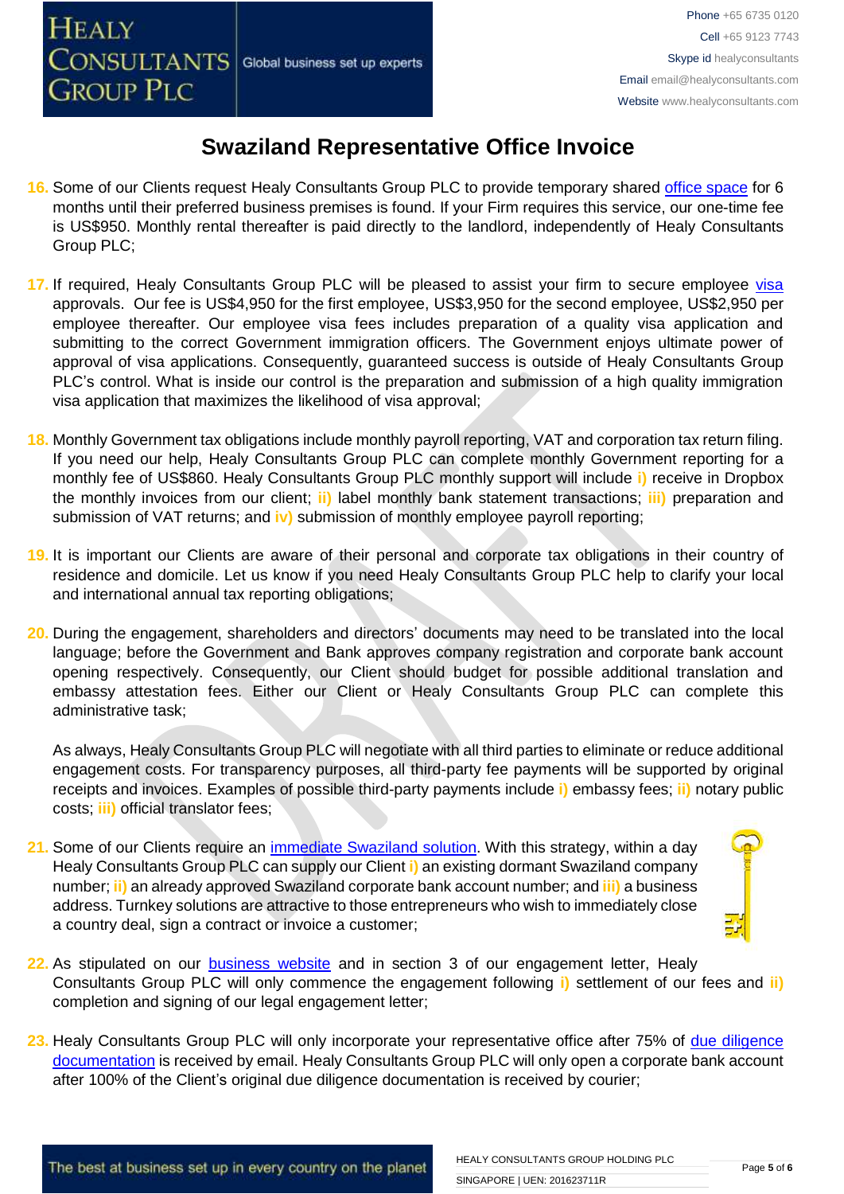# Swaziland Representative Office Invoice

16. Some of our Clients request Healy Consultants Group PLC to provide temporary shared office space for 6 months until their preferred business premises is found. If your Firm requires this service, our one-time fee is US$950. Monthly rental thereafter is paid directly to the landlord, independently of Healy Consultants Group PLC;

17. If required, Healy Consultants Group PLC will be pleased to assist your firm to secure employee visa approvals. Our fee is US$4,950 for the first employee, US$3,950 for the second employee, US$2,950 per employee thereafter. Our employee visa fees includes preparation of a quality visa application and submitting to the correct Government immigration officers. The Government enjoys ultimate power of approval of visa applications. Consequently, guaranteed success is outside of Healy Consultants Group PLC's control. What is inside our control is the preparation and submission of a high quality immigration visa application that maximizes the likelihood of visa approval;

18. Monthly Government tax obligations include monthly payroll reporting, VAT and corporation tax return filing. If you need our help, Healy Consultants Group PLC can complete monthly Government reporting for a monthly fee of US$860. Healy Consultants Group PLC monthly support will include **i)** receive in Dropbox the monthly invoices from our client; **ii)** label monthly bank statement transactions; **iii)** preparation and submission of VAT returns; and **iv)** submission of monthly employee payroll reporting;

19. It is important our Clients are aware of their personal and corporate tax obligations in their country of residence and domicile. Let us know if you need Healy Consultants Group PLC help to clarify your local and international annual tax reporting obligations;

20. During the engagement, shareholders and directors' documents may need to be translated into the local language; before the Government and Bank approves company registration and corporate bank account opening respectively. Consequently, our Client should budget for possible additional translation and embassy attestation fees. Either our Client or Healy Consultants Group PLC can complete this administrative task;

    As always, Healy Consultants Group PLC will negotiate with all third parties to eliminate or reduce additional engagement costs. For transparency purposes, all third-party fee payments will be supported by original receipts and invoices. Examples of possible third-party payments include **i)** embassy fees; **ii)** notary public costs; **iii)** official translator fees;

21. Some of our Clients require an immediate Swaziland solution. With this strategy, within a day Healy Consultants Group PLC can supply our Client **i)** an existing dormant Swaziland company number; **ii)** an already approved Swaziland corporate bank account number; and **iii)** a business address. Turnkey solutions are attractive to those entrepreneurs who wish to immediately close a country deal, sign a contract or invoice a customer;

22. As stipulated on our business website and in section 3 of our engagement letter, Healy Consultants Group PLC will only commence the engagement following **i)** settlement of our fees and **ii)** completion and signing of our legal engagement letter;

23. Healy Consultants Group PLC will only incorporate your representative office after 75% of due diligence documentation is received by email. Healy Consultants Group PLC will only open a corporate bank account after 100% of the Client's original due diligence documentation is received by courier;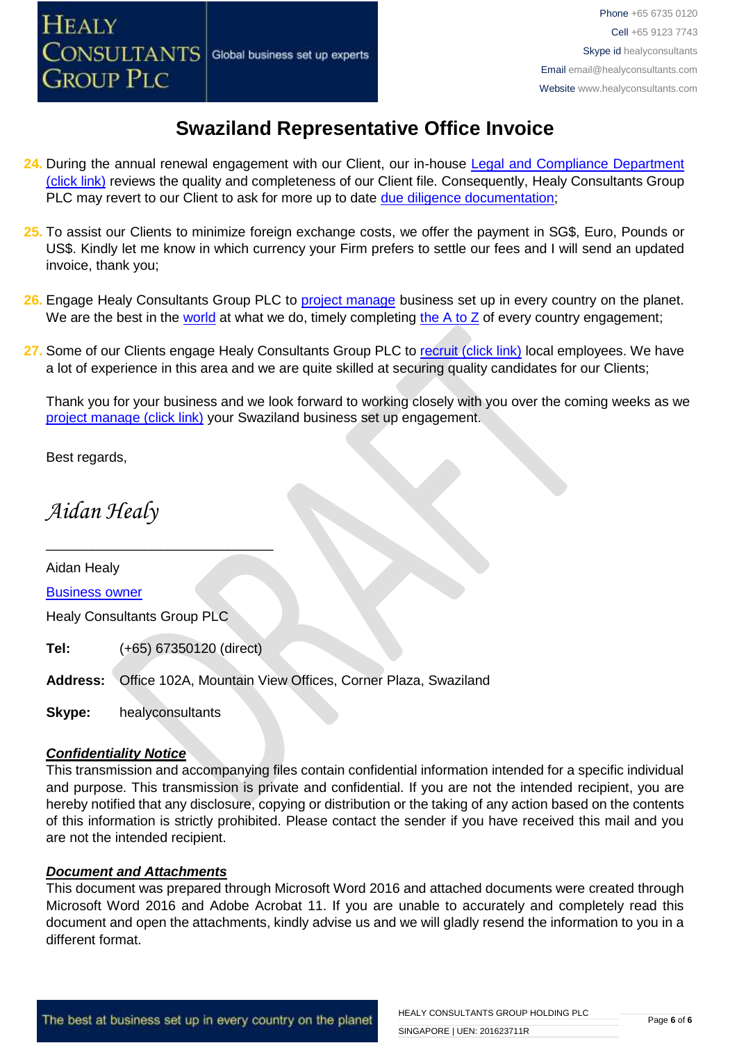# Swaziland Representative Office Invoice

24. During the annual renewal engagement with our Client, our in-house Legal and Compliance Department (click link) reviews the quality and completeness of our Client file. Consequently, Healy Consultants Group PLC may revert to our Client to ask for more up to date due diligence documentation;

25. To assist our Clients to minimize foreign exchange costs, we offer the payment in SG$, Euro, Pounds or US$. Kindly let me know in which currency your Firm prefers to settle our fees and I will send an updated invoice, thank you;

26. Engage Healy Consultants Group PLC to project manage business set up in every country on the planet. We are the best in the world at what we do, timely completing the A to Z of every country engagement;

27. Some of our Clients engage Healy Consultants Group PLC to recruit (click link) local employees. We have a lot of experience in this area and we are quite skilled at securing quality candidates for our Clients;

Thank you for your business and we look forward to working closely with you over the coming weeks as we project manage (click link) your Swaziland business set up engagement.

Best regards,

*Aidan Healy*

______________________________

Aidan Healy

Business owner

Healy Consultants Group PLC

**Tel:** (+65) 67350120 (direct)

**Address:** Office 102A, Mountain View Offices, Corner Plaza, Swaziland

**Skype:** healyconsultants

***Confidentiality Notice***

This transmission and accompanying files contain confidential information intended for a specific individual and purpose. This transmission is private and confidential. If you are not the intended recipient, you are hereby notified that any disclosure, copying or distribution or the taking of any action based on the contents of this information is strictly prohibited. Please contact the sender if you have received this mail and you are not the intended recipient.

***Document and Attachments***

This document was prepared through Microsoft Word 2016 and attached documents were created through Microsoft Word 2016 and Adobe Acrobat 11. If you are unable to accurately and completely read this document and open the attachments, kindly advise us and we will gladly resend the information to you in a different format.